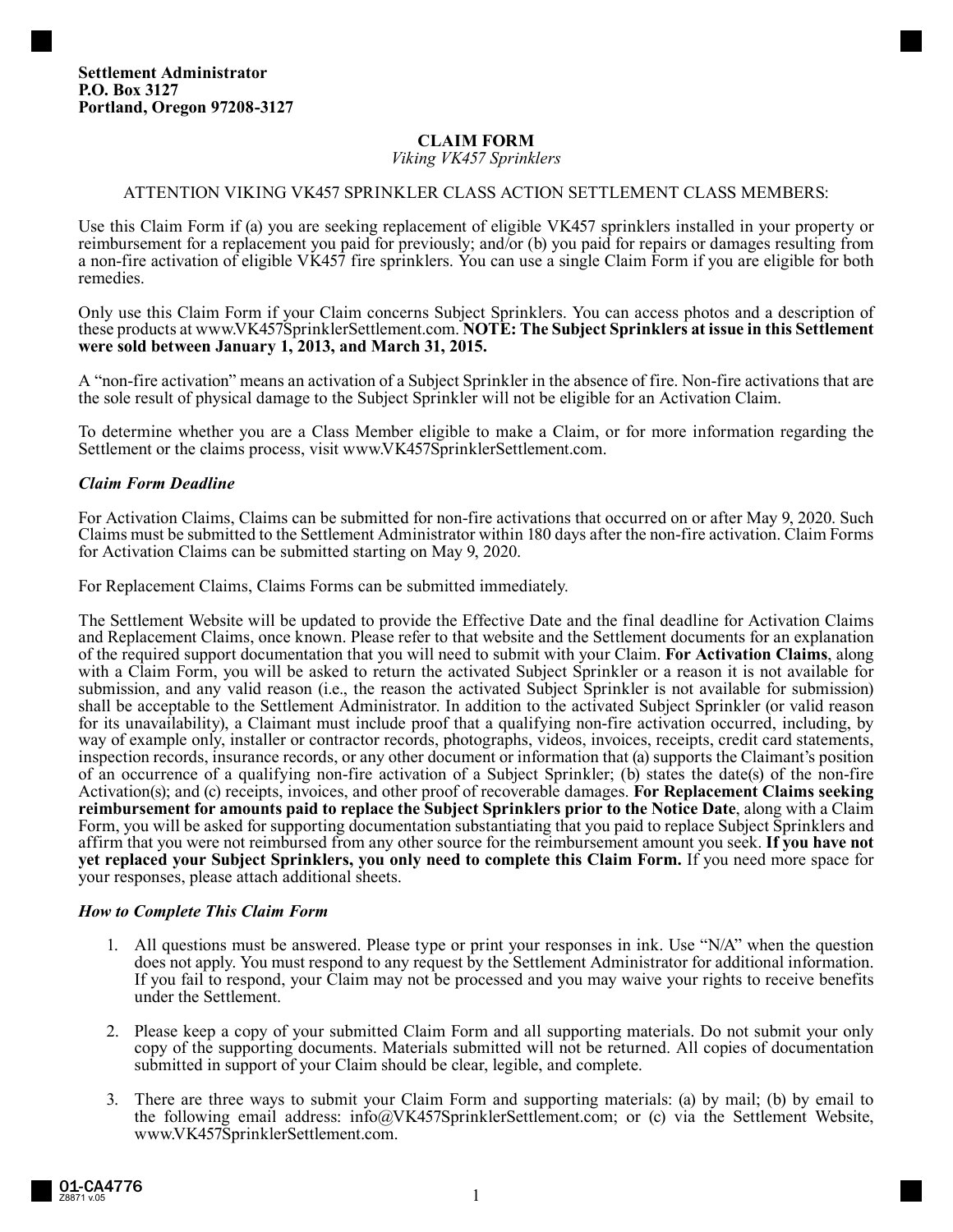**Settlement Administrator**
**P.O. Box 3127**
**Portland, Oregon 97208-3127**

# CLAIM FORM

*Viking VK457 Sprinklers*

ATTENTION VIKING VK457 SPRINKLER CLASS ACTION SETTLEMENT CLASS MEMBERS:

Use this Claim Form if (a) you are seeking replacement of eligible VK457 sprinklers installed in your property or reimbursement for a replacement you paid for previously; and/or (b) you paid for repairs or damages resulting from a non-fire activation of eligible VK457 fire sprinklers. You can use a single Claim Form if you are eligible for both remedies.

Only use this Claim Form if your Claim concerns Subject Sprinklers. You can access photos and a description of these products at www.VK457SprinklerSettlement.com. **NOTE: The Subject Sprinklers at issue in this Settlement were sold between January 1, 2013, and March 31, 2015.**

A "non-fire activation" means an activation of a Subject Sprinkler in the absence of fire. Non-fire activations that are the sole result of physical damage to the Subject Sprinkler will not be eligible for an Activation Claim.

To determine whether you are a Class Member eligible to make a Claim, or for more information regarding the Settlement or the claims process, visit www.VK457SprinklerSettlement.com.

### *Claim Form Deadline*

For Activation Claims, Claims can be submitted for non-fire activations that occurred on or after May 9, 2020. Such Claims must be submitted to the Settlement Administrator within 180 days after the non-fire activation. Claim Forms for Activation Claims can be submitted starting on May 9, 2020.

For Replacement Claims, Claims Forms can be submitted immediately.

The Settlement Website will be updated to provide the Effective Date and the final deadline for Activation Claims and Replacement Claims, once known. Please refer to that website and the Settlement documents for an explanation of the required support documentation that you will need to submit with your Claim. **For Activation Claims**, along with a Claim Form, you will be asked to return the activated Subject Sprinkler or a reason it is not available for submission, and any valid reason (i.e., the reason the activated Subject Sprinkler is not available for submission) shall be acceptable to the Settlement Administrator. In addition to the activated Subject Sprinkler (or valid reason for its unavailability), a Claimant must include proof that a qualifying non-fire activation occurred, including, by way of example only, installer or contractor records, photographs, videos, invoices, receipts, credit card statements, inspection records, insurance records, or any other document or information that (a) supports the Claimant's position of an occurrence of a qualifying non-fire activation of a Subject Sprinkler; (b) states the date(s) of the non-fire Activation(s); and (c) receipts, invoices, and other proof of recoverable damages. **For Replacement Claims seeking reimbursement for amounts paid to replace the Subject Sprinklers prior to the Notice Date**, along with a Claim Form, you will be asked for supporting documentation substantiating that you paid to replace Subject Sprinklers and affirm that you were not reimbursed from any other source for the reimbursement amount you seek. **If you have not yet replaced your Subject Sprinklers, you only need to complete this Claim Form.** If you need more space for your responses, please attach additional sheets.

### *How to Complete This Claim Form*

1. All questions must be answered. Please type or print your responses in ink. Use "N/A" when the question does not apply. You must respond to any request by the Settlement Administrator for additional information. If you fail to respond, your Claim may not be processed and you may waive your rights to receive benefits under the Settlement.

2. Please keep a copy of your submitted Claim Form and all supporting materials. Do not submit your only copy of the supporting documents. Materials submitted will not be returned. All copies of documentation submitted in support of your Claim should be clear, legible, and complete.

3. There are three ways to submit your Claim Form and supporting materials: (a) by mail; (b) by email to the following email address: info@VK457SprinklerSettlement.com; or (c) via the Settlement Website, www.VK457SprinklerSettlement.com.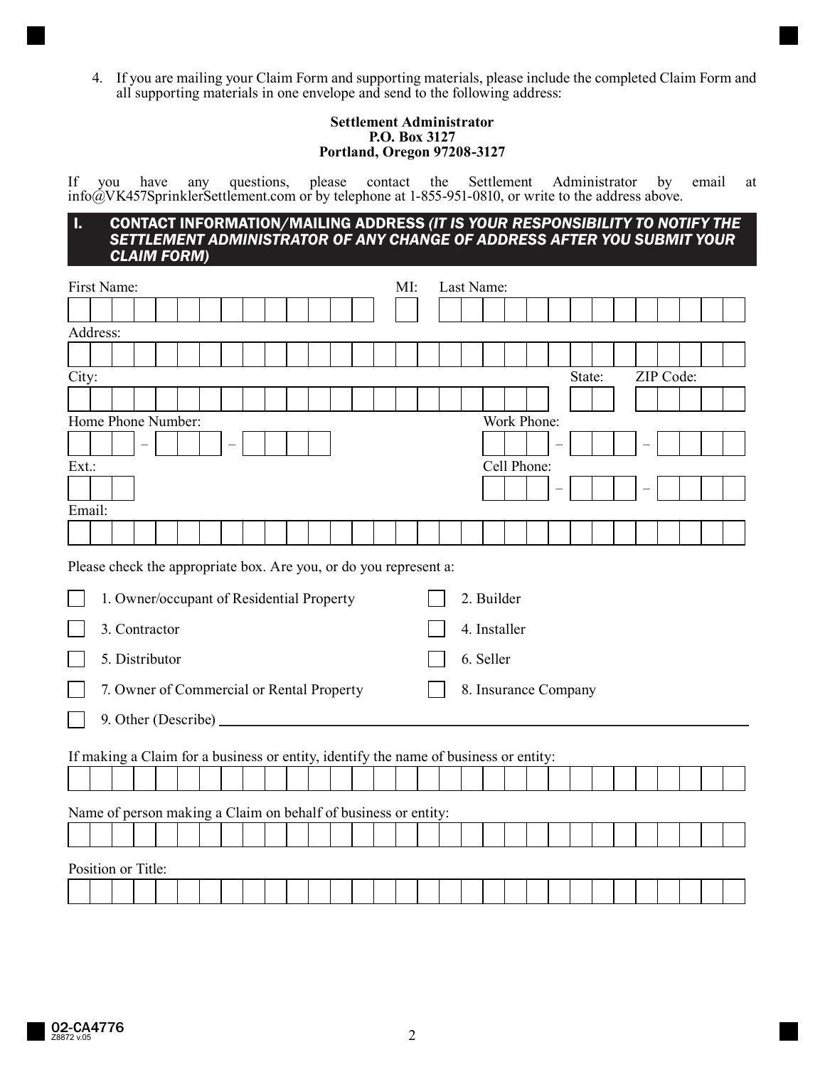4. If you are mailing your Claim Form and supporting materials, please include the completed Claim Form and all supporting materials in one envelope and send to the following address:

**Settlement Administrator**
**P.O. Box 3127**
**Portland, Oregon 97208-3127**

If you have any questions, please contact the Settlement Administrator by email at info@VK457SprinklerSettlement.com or by telephone at 1-855-951-0810, or write to the address above.

## I. CONTACT INFORMATION/MAILING ADDRESS *(IT IS YOUR RESPONSIBILITY TO NOTIFY THE SETTLEMENT ADMINISTRATOR OF ANY CHANGE OF ADDRESS AFTER YOU SUBMIT YOUR CLAIM FORM)*

First Name: ______________________ MI: ___ Last Name: ______________________

Address: ______________________________________________

City: ______________________ State: ___ ZIP Code: __________

Home Phone Number: ___ – ___ – ____ Work Phone: ___ – ___ – ____

Ext.: ___ Cell Phone: ___ – ___ – ____

Email: ______________________________________________

Please check the appropriate box. Are you, or do you represent a:

- ☐ 1. Owner/occupant of Residential Property
- ☐ 2. Builder
- ☐ 3. Contractor
- ☐ 4. Installer
- ☐ 5. Distributor
- ☐ 6. Seller
- ☐ 7. Owner of Commercial or Rental Property
- ☐ 8. Insurance Company
- ☐ 9. Other (Describe) ______________________________________________

If making a Claim for a business or entity, identify the name of business or entity:

______________________________________________

Name of person making a Claim on behalf of business or entity:

______________________________________________

Position or Title:

______________________________________________

02-CA4776
Z8872 v.05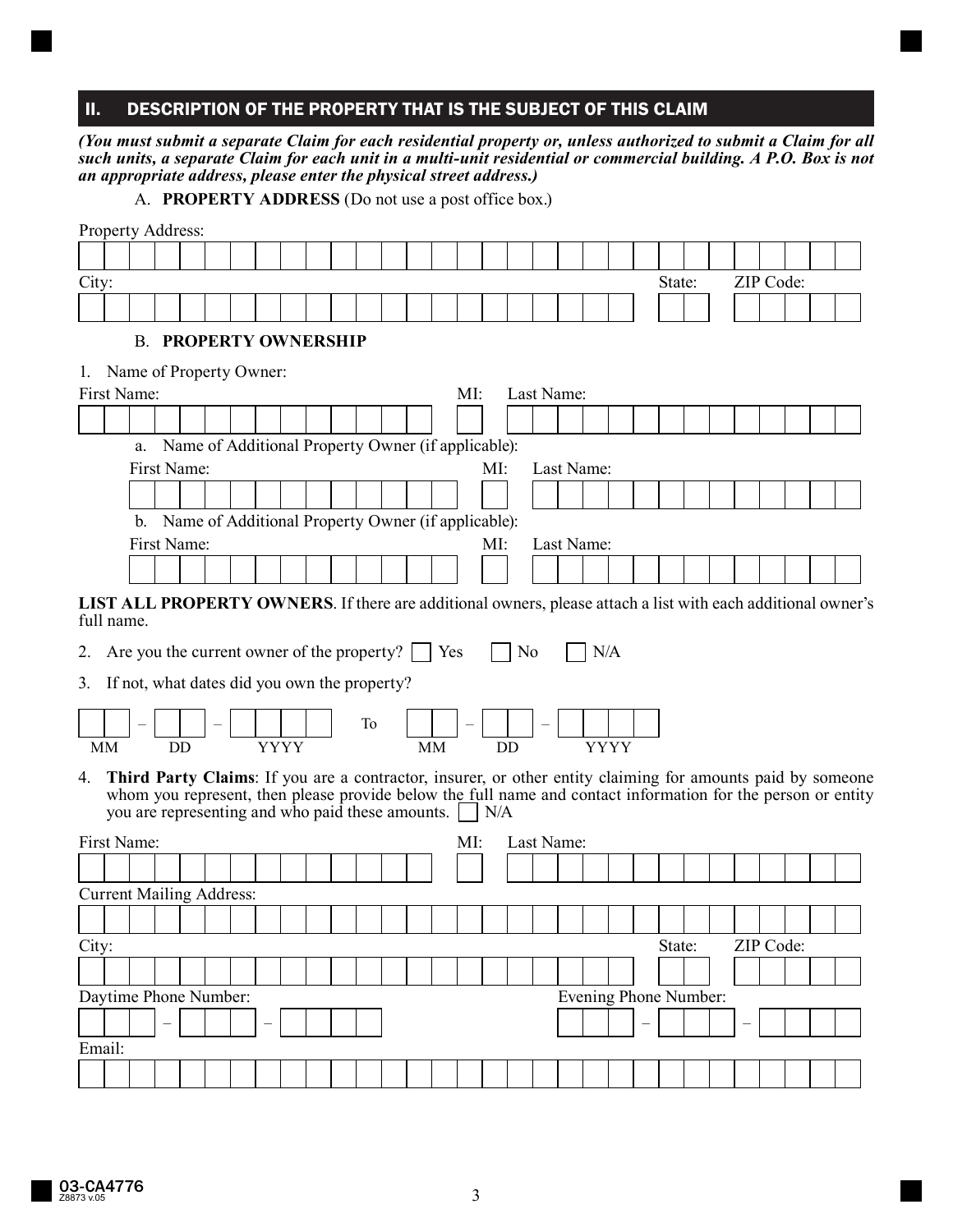## II. DESCRIPTION OF THE PROPERTY THAT IS THE SUBJECT OF THIS CLAIM

***(You must submit a separate Claim for each residential property or, unless authorized to submit a Claim for all such units, a separate Claim for each unit in a multi-unit residential or commercial building. A P.O. Box is not an appropriate address, please enter the physical street address.)***

A. **PROPERTY ADDRESS** (Do not use a post office box.)

Property Address:

City: State: ZIP Code:

B. **PROPERTY OWNERSHIP**

1. Name of Property Owner:

First Name: MI: Last Name:

a. Name of Additional Property Owner (if applicable):

First Name: MI: Last Name:

b. Name of Additional Property Owner (if applicable):

First Name: MI: Last Name:

**LIST ALL PROPERTY OWNERS**. If there are additional owners, please attach a list with each additional owner's full name.

2. Are you the current owner of the property? ☐ Yes ☐ No ☐ N/A

3. If not, what dates did you own the property?

MM – DD – YYYY To MM – DD – YYYY

4. **Third Party Claims**: If you are a contractor, insurer, or other entity claiming for amounts paid by someone whom you represent, then please provide below the full name and contact information for the person or entity you are representing and who paid these amounts. ☐ N/A

First Name: MI: Last Name:

Current Mailing Address:

City: State: ZIP Code:

Daytime Phone Number: – – Evening Phone Number: – –

Email:

03-CA4776
Z8873 v.05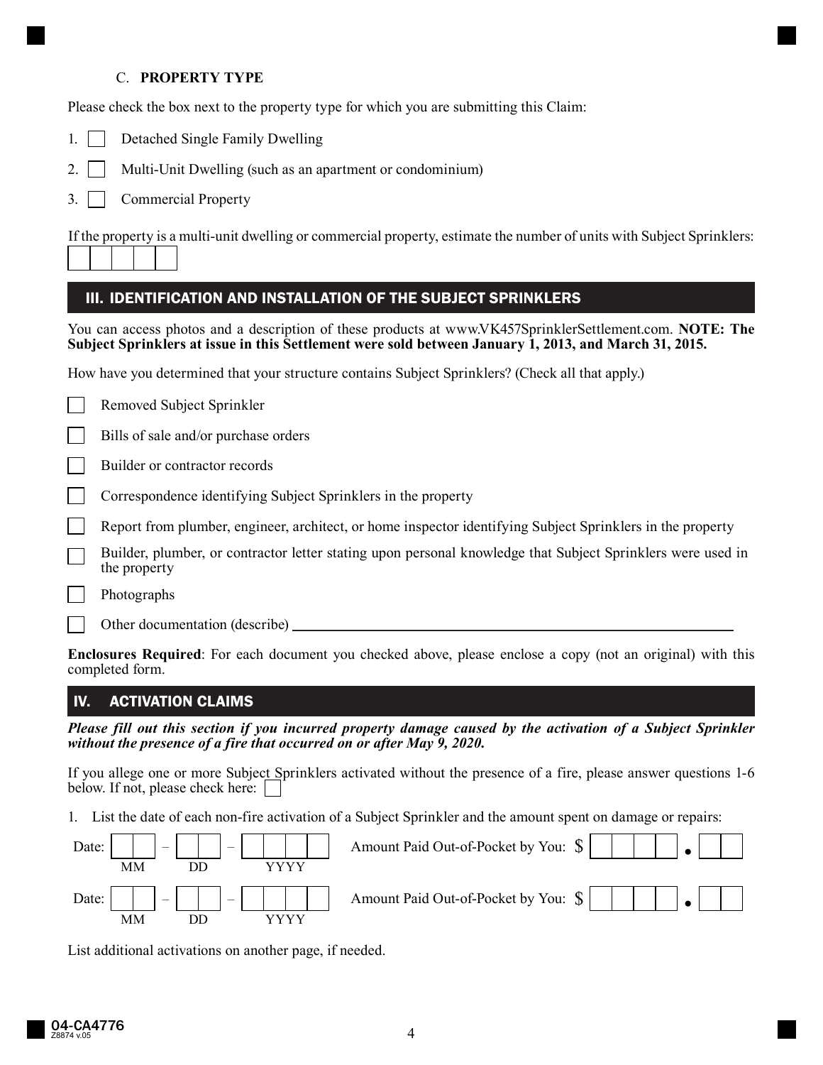### C. **PROPERTY TYPE**

Please check the box next to the property type for which you are submitting this Claim:

1. ☐ Detached Single Family Dwelling
2. ☐ Multi-Unit Dwelling (such as an apartment or condominium)
3. ☐ Commercial Property

If the property is a multi-unit dwelling or commercial property, estimate the number of units with Subject Sprinklers:

☐☐☐☐☐

## III. IDENTIFICATION AND INSTALLATION OF THE SUBJECT SPRINKLERS

You can access photos and a description of these products at www.VK457SprinklerSettlement.com. **NOTE: The Subject Sprinklers at issue in this Settlement were sold between January 1, 2013, and March 31, 2015.**

How have you determined that your structure contains Subject Sprinklers? (Check all that apply.)

- ☐ Removed Subject Sprinkler
- ☐ Bills of sale and/or purchase orders
- ☐ Builder or contractor records
- ☐ Correspondence identifying Subject Sprinklers in the property
- ☐ Report from plumber, engineer, architect, or home inspector identifying Subject Sprinklers in the property
- ☐ Builder, plumber, or contractor letter stating upon personal knowledge that Subject Sprinklers were used in the property
- ☐ Photographs
- ☐ Other documentation (describe) ______________________________

**Enclosures Required**: For each document you checked above, please enclose a copy (not an original) with this completed form.

## IV. ACTIVATION CLAIMS

***Please fill out this section if you incurred property damage caused by the activation of a Subject Sprinkler without the presence of a fire that occurred on or after May 9, 2020.***

If you allege one or more Subject Sprinklers activated without the presence of a fire, please answer questions 1-6 below. If not, please check here: ☐

1. List the date of each non-fire activation of a Subject Sprinkler and the amount spent on damage or repairs:

Date: ☐☐ – ☐☐ – ☐☐☐☐ (MM DD YYYY) Amount Paid Out-of-Pocket by You: $ ☐☐☐☐ . ☐☐

Date: ☐☐ – ☐☐ – ☐☐☐☐ (MM DD YYYY) Amount Paid Out-of-Pocket by You: $ ☐☐☐☐ . ☐☐

List additional activations on another page, if needed.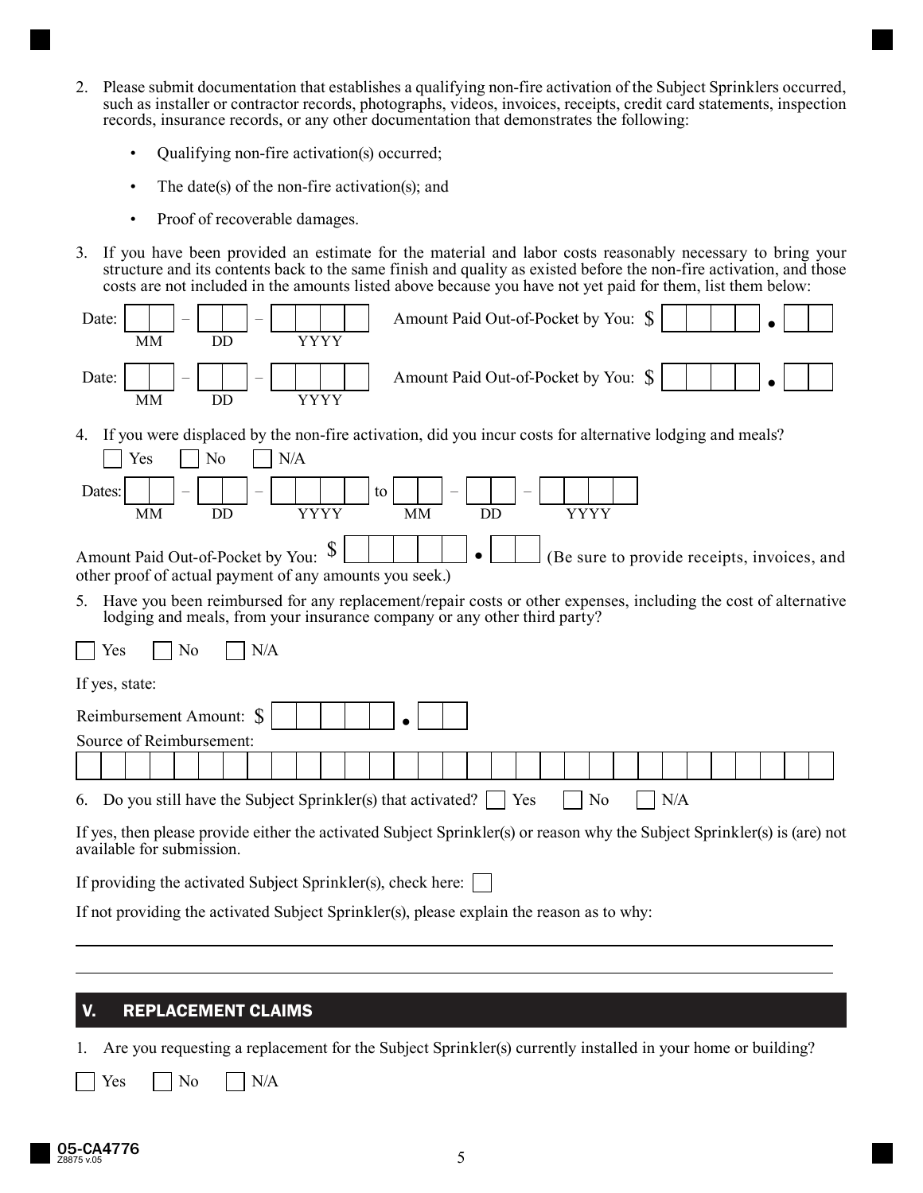2. Please submit documentation that establishes a qualifying non-fire activation of the Subject Sprinklers occurred, such as installer or contractor records, photographs, videos, invoices, receipts, credit card statements, inspection records, insurance records, or any other documentation that demonstrates the following:

   - Qualifying non-fire activation(s) occurred;
   - The date(s) of the non-fire activation(s); and
   - Proof of recoverable damages.

3. If you have been provided an estimate for the material and labor costs reasonably necessary to bring your structure and its contents back to the same finish and quality as existed before the non-fire activation, and those costs are not included in the amounts listed above because you have not yet paid for them, list them below:

Date: ☐☐ – ☐☐ – ☐☐☐☐ (MM DD YYYY) Amount Paid Out-of-Pocket by You: $ ☐☐☐☐☐ . ☐☐

Date: ☐☐ – ☐☐ – ☐☐☐☐ (MM DD YYYY) Amount Paid Out-of-Pocket by You: $ ☐☐☐☐☐ . ☐☐

4. If you were displaced by the non-fire activation, did you incur costs for alternative lodging and meals?

☐ Yes ☐ No ☐ N/A

Dates: ☐☐ – ☐☐ – ☐☐☐☐ (MM DD YYYY) to ☐☐ – ☐☐ – ☐☐☐☐ (MM DD YYYY)

Amount Paid Out-of-Pocket by You: $ ☐☐☐☐☐ . ☐☐ (Be sure to provide receipts, invoices, and other proof of actual payment of any amounts you seek.)

5. Have you been reimbursed for any replacement/repair costs or other expenses, including the cost of alternative lodging and meals, from your insurance company or any other third party?

☐ Yes ☐ No ☐ N/A

If yes, state:

Reimbursement Amount: $ ☐☐☐☐☐ . ☐☐

Source of Reimbursement:

☐☐☐☐☐☐☐☐☐☐☐☐☐☐☐☐☐☐☐☐☐☐☐☐☐☐☐☐☐☐☐☐

6. Do you still have the Subject Sprinkler(s) that activated? ☐ Yes ☐ No ☐ N/A

If yes, then please provide either the activated Subject Sprinkler(s) or reason why the Subject Sprinkler(s) is (are) not available for submission.

If providing the activated Subject Sprinkler(s), check here: ☐

If not providing the activated Subject Sprinkler(s), please explain the reason as to why:

______________________________________________________________________

______________________________________________________________________

## V. REPLACEMENT CLAIMS

1. Are you requesting a replacement for the Subject Sprinkler(s) currently installed in your home or building?

☐ Yes ☐ No ☐ N/A

05-CA4776
Z8875 v.05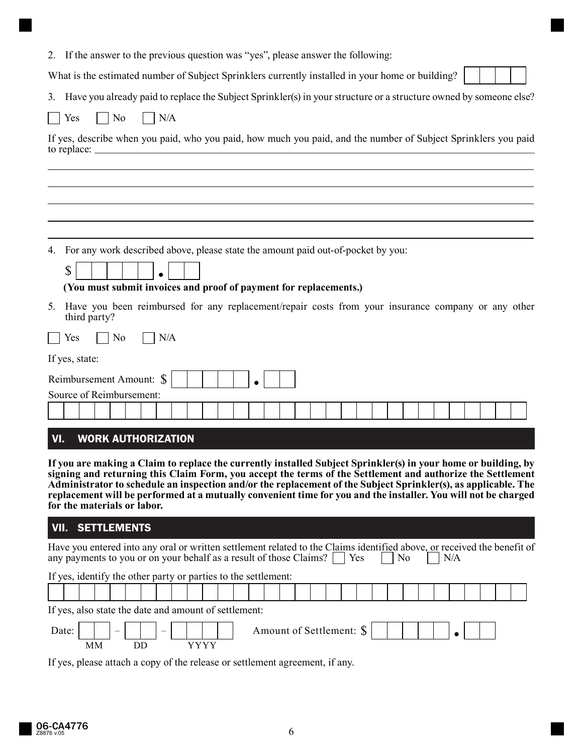2. If the answer to the previous question was "yes", please answer the following:

What is the estimated number of Subject Sprinklers currently installed in your home or building? ☐☐☐☐

3. Have you already paid to replace the Subject Sprinkler(s) in your structure or a structure owned by someone else?

☐ Yes ☐ No ☐ N/A

If yes, describe when you paid, who you paid, how much you paid, and the number of Subject Sprinklers you paid to replace: ______________________________________________

______________________________________________

______________________________________________

______________________________________________

______________________________________________

______________________________________________

4. For any work described above, please state the amount paid out-of-pocket by you:

$ ☐☐☐☐☐.☐☐

**(You must submit invoices and proof of payment for replacements.)**

5. Have you been reimbursed for any replacement/repair costs from your insurance company or any other third party?

☐ Yes ☐ No ☐ N/A

If yes, state:

Reimbursement Amount: $ ☐☐☐☐☐.☐☐

Source of Reimbursement:

______________________________________________

## VI. WORK AUTHORIZATION

**If you are making a Claim to replace the currently installed Subject Sprinkler(s) in your home or building, by signing and returning this Claim Form, you accept the terms of the Settlement and authorize the Settlement Administrator to schedule an inspection and/or the replacement of the Subject Sprinkler(s), as applicable. The replacement will be performed at a mutually convenient time for you and the installer. You will not be charged for the materials or labor.**

## VII. SETTLEMENTS

Have you entered into any oral or written settlement related to the Claims identified above, or received the benefit of any payments to you or on your behalf as a result of those Claims? ☐ Yes ☐ No ☐ N/A

If yes, identify the other party or parties to the settlement:

______________________________________________

If yes, also state the date and amount of settlement:

Date: ☐☐ – ☐☐ – ☐☐☐☐ (MM DD YYYY) Amount of Settlement: $ ☐☐☐☐☐.☐☐

If yes, please attach a copy of the release or settlement agreement, if any.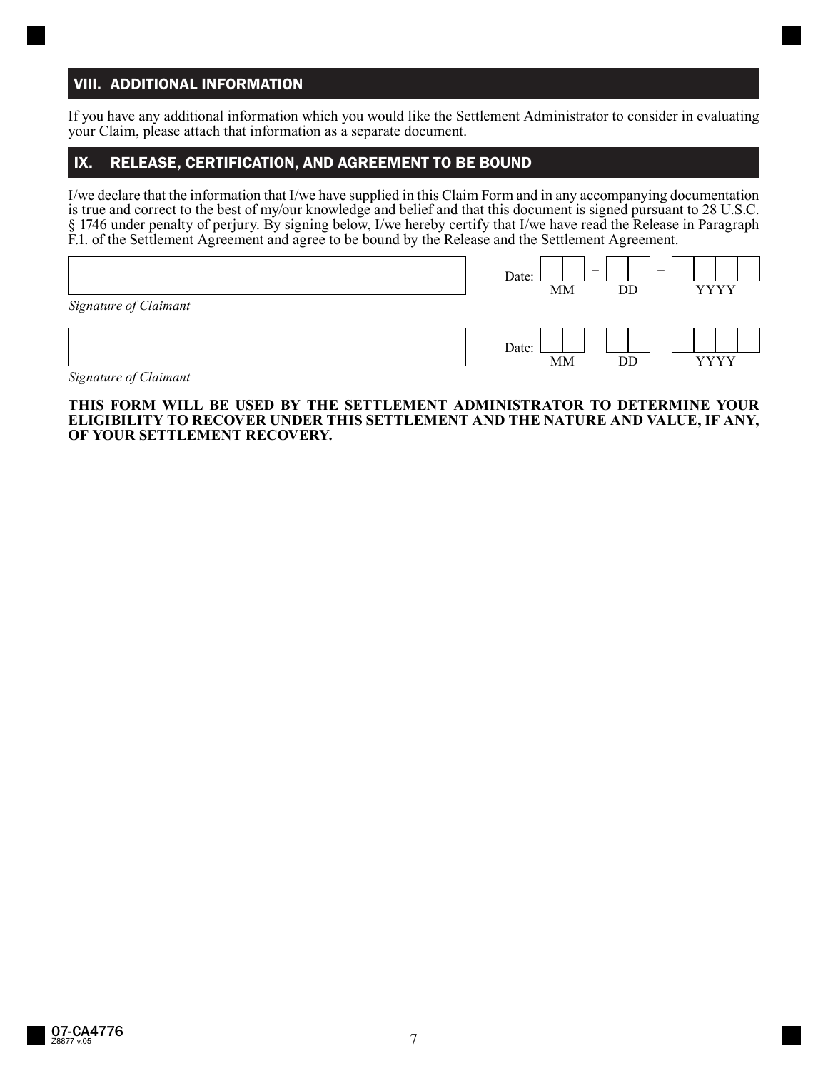## VIII. ADDITIONAL INFORMATION

If you have any additional information which you would like the Settlement Administrator to consider in evaluating your Claim, please attach that information as a separate document.

## IX. RELEASE, CERTIFICATION, AND AGREEMENT TO BE BOUND

I/we declare that the information that I/we have supplied in this Claim Form and in any accompanying documentation is true and correct to the best of my/our knowledge and belief and that this document is signed pursuant to 28 U.S.C. § 1746 under penalty of perjury. By signing below, I/we hereby certify that I/we have read the Release in Paragraph F.1. of the Settlement Agreement and agree to be bound by the Release and the Settlement Agreement.

_______________________________ Date: __ __ – __ __ – __ __ __ __
*Signature of Claimant* MM DD YYYY

_______________________________ Date: __ __ – __ __ – __ __ __ __
*Signature of Claimant* MM DD YYYY

**THIS FORM WILL BE USED BY THE SETTLEMENT ADMINISTRATOR TO DETERMINE YOUR ELIGIBILITY TO RECOVER UNDER THIS SETTLEMENT AND THE NATURE AND VALUE, IF ANY, OF YOUR SETTLEMENT RECOVERY.**

07-CA4776
Z8877 v.05